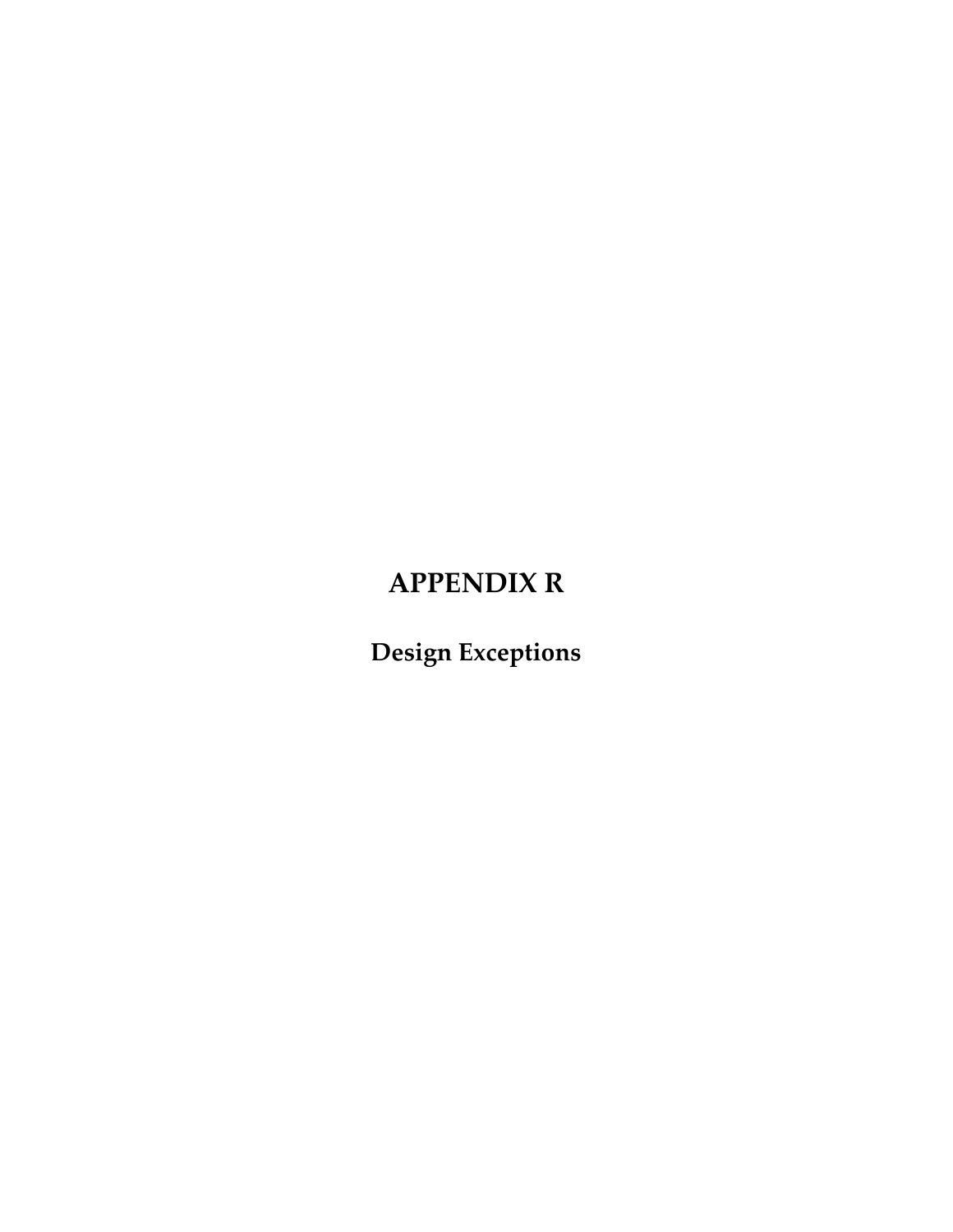# APPENDIX R

## Design Exceptions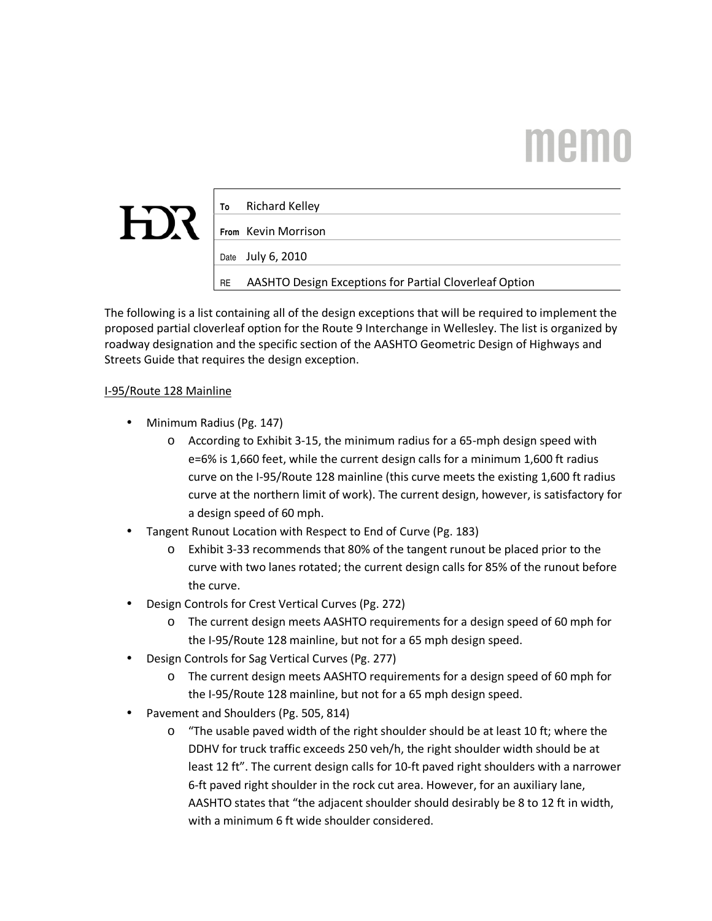# memo

**HDR**

| | |
|---|---|
| To | Richard Kelley |
| From | Kevin Morrison |
| Date | July 6, 2010 |
| RE | AASHTO Design Exceptions for Partial Cloverleaf Option |

The following is a list containing all of the design exceptions that will be required to implement the proposed partial cloverleaf option for the Route 9 Interchange in Wellesley. The list is organized by roadway designation and the specific section of the AASHTO Geometric Design of Highways and Streets Guide that requires the design exception.

<u>I-95/Route 128 Mainline</u>

- Minimum Radius (Pg. 147)
  - According to Exhibit 3-15, the minimum radius for a 65-mph design speed with e=6% is 1,660 feet, while the current design calls for a minimum 1,600 ft radius curve on the I-95/Route 128 mainline (this curve meets the existing 1,600 ft radius curve at the northern limit of work). The current design, however, is satisfactory for a design speed of 60 mph.
- Tangent Runout Location with Respect to End of Curve (Pg. 183)
  - Exhibit 3-33 recommends that 80% of the tangent runout be placed prior to the curve with two lanes rotated; the current design calls for 85% of the runout before the curve.
- Design Controls for Crest Vertical Curves (Pg. 272)
  - The current design meets AASHTO requirements for a design speed of 60 mph for the I-95/Route 128 mainline, but not for a 65 mph design speed.
- Design Controls for Sag Vertical Curves (Pg. 277)
  - The current design meets AASHTO requirements for a design speed of 60 mph for the I-95/Route 128 mainline, but not for a 65 mph design speed.
- Pavement and Shoulders (Pg. 505, 814)
  - "The usable paved width of the right shoulder should be at least 10 ft; where the DDHV for truck traffic exceeds 250 veh/h, the right shoulder width should be at least 12 ft". The current design calls for 10-ft paved right shoulders with a narrower 6-ft paved right shoulder in the rock cut area. However, for an auxiliary lane, AASHTO states that "the adjacent shoulder should desirably be 8 to 12 ft in width, with a minimum 6 ft wide shoulder considered.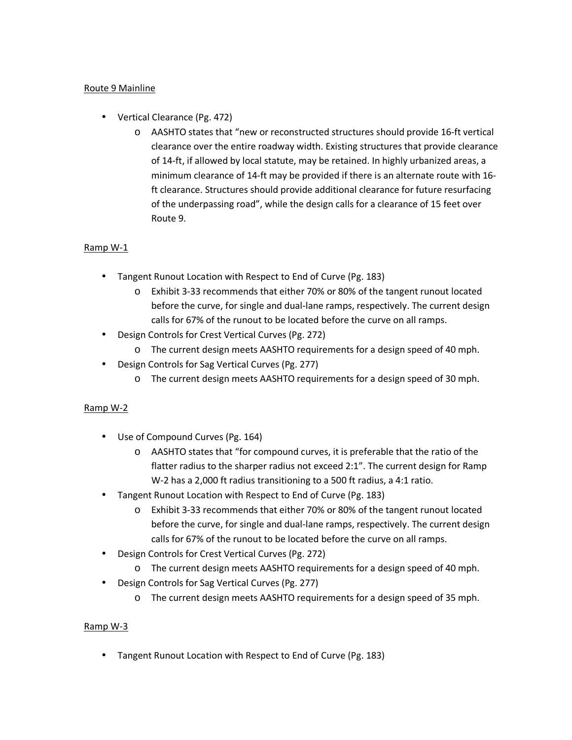Route 9 Mainline

- Vertical Clearance (Pg. 472)
  - AASHTO states that "new or reconstructed structures should provide 16-ft vertical clearance over the entire roadway width. Existing structures that provide clearance of 14-ft, if allowed by local statute, may be retained. In highly urbanized areas, a minimum clearance of 14-ft may be provided if there is an alternate route with 16-ft clearance. Structures should provide additional clearance for future resurfacing of the underpassing road", while the design calls for a clearance of 15 feet over Route 9.

Ramp W-1

- Tangent Runout Location with Respect to End of Curve (Pg. 183)
  - Exhibit 3-33 recommends that either 70% or 80% of the tangent runout located before the curve, for single and dual-lane ramps, respectively. The current design calls for 67% of the runout to be located before the curve on all ramps.
- Design Controls for Crest Vertical Curves (Pg. 272)
  - The current design meets AASHTO requirements for a design speed of 40 mph.
- Design Controls for Sag Vertical Curves (Pg. 277)
  - The current design meets AASHTO requirements for a design speed of 30 mph.

Ramp W-2

- Use of Compound Curves (Pg. 164)
  - AASHTO states that "for compound curves, it is preferable that the ratio of the flatter radius to the sharper radius not exceed 2:1". The current design for Ramp W-2 has a 2,000 ft radius transitioning to a 500 ft radius, a 4:1 ratio.
- Tangent Runout Location with Respect to End of Curve (Pg. 183)
  - Exhibit 3-33 recommends that either 70% or 80% of the tangent runout located before the curve, for single and dual-lane ramps, respectively. The current design calls for 67% of the runout to be located before the curve on all ramps.
- Design Controls for Crest Vertical Curves (Pg. 272)
  - The current design meets AASHTO requirements for a design speed of 40 mph.
- Design Controls for Sag Vertical Curves (Pg. 277)
  - The current design meets AASHTO requirements for a design speed of 35 mph.

Ramp W-3

- Tangent Runout Location with Respect to End of Curve (Pg. 183)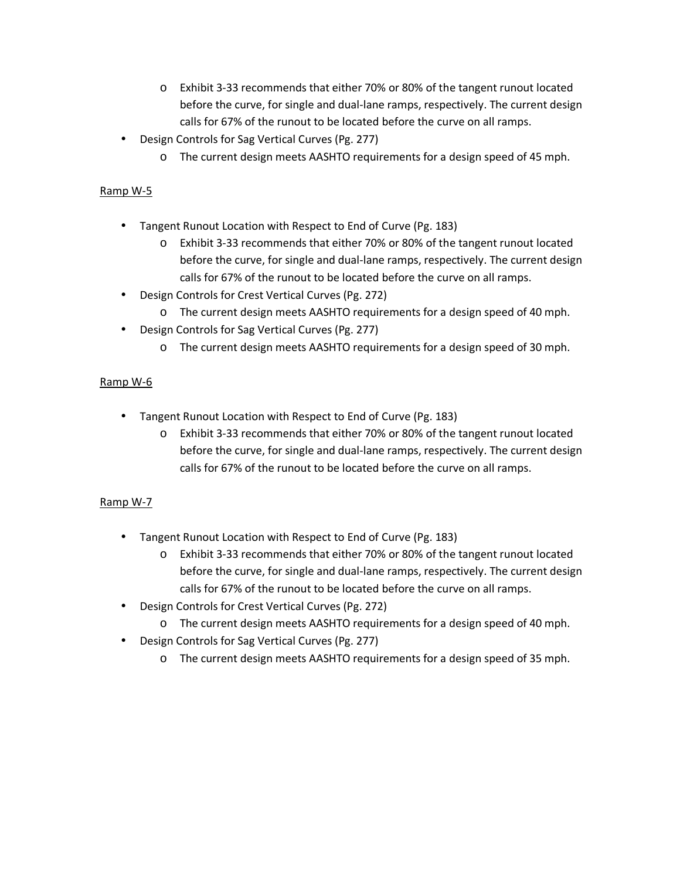- Exhibit 3-33 recommends that either 70% or 80% of the tangent runout located before the curve, for single and dual-lane ramps, respectively. The current design calls for 67% of the runout to be located before the curve on all ramps.
- Design Controls for Sag Vertical Curves (Pg. 277)
  - The current design meets AASHTO requirements for a design speed of 45 mph.

<u>Ramp W-5</u>

- Tangent Runout Location with Respect to End of Curve (Pg. 183)
  - Exhibit 3-33 recommends that either 70% or 80% of the tangent runout located before the curve, for single and dual-lane ramps, respectively. The current design calls for 67% of the runout to be located before the curve on all ramps.
- Design Controls for Crest Vertical Curves (Pg. 272)
  - The current design meets AASHTO requirements for a design speed of 40 mph.
- Design Controls for Sag Vertical Curves (Pg. 277)
  - The current design meets AASHTO requirements for a design speed of 30 mph.

<u>Ramp W-6</u>

- Tangent Runout Location with Respect to End of Curve (Pg. 183)
  - Exhibit 3-33 recommends that either 70% or 80% of the tangent runout located before the curve, for single and dual-lane ramps, respectively. The current design calls for 67% of the runout to be located before the curve on all ramps.

<u>Ramp W-7</u>

- Tangent Runout Location with Respect to End of Curve (Pg. 183)
  - Exhibit 3-33 recommends that either 70% or 80% of the tangent runout located before the curve, for single and dual-lane ramps, respectively. The current design calls for 67% of the runout to be located before the curve on all ramps.
- Design Controls for Crest Vertical Curves (Pg. 272)
  - The current design meets AASHTO requirements for a design speed of 40 mph.
- Design Controls for Sag Vertical Curves (Pg. 277)
  - The current design meets AASHTO requirements for a design speed of 35 mph.